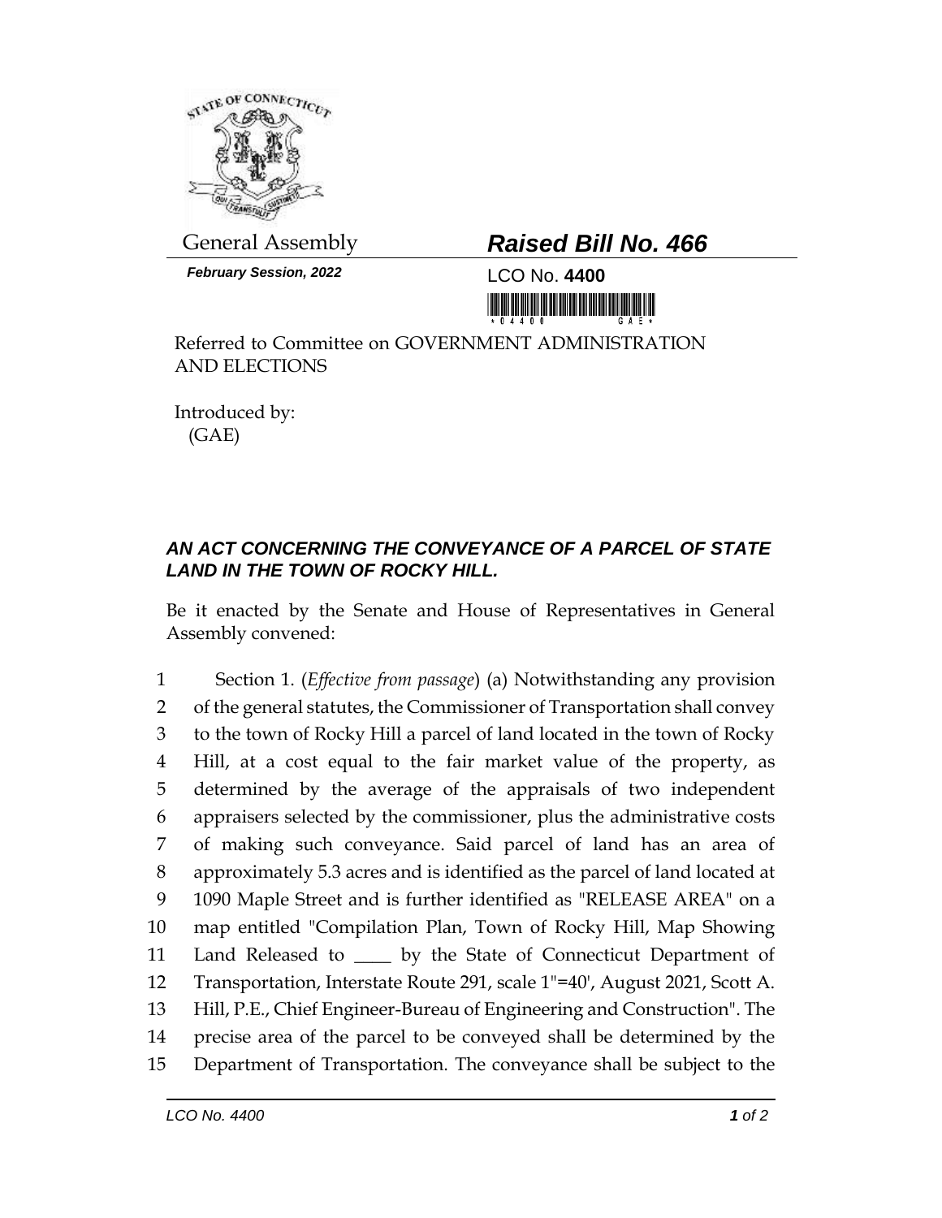General Assembly

# *Raised Bill No. 466*

***February Session, 2022***

LCO No. **4400**

Referred to Committee on GOVERNMENT ADMINISTRATION AND ELECTIONS

Introduced by:
(GAE)

### *AN ACT CONCERNING THE CONVEYANCE OF A PARCEL OF STATE LAND IN THE TOWN OF ROCKY HILL.*

Be it enacted by the Senate and House of Representatives in General Assembly convened:

1 Section 1. (*Effective from passage*) (a) Notwithstanding any provision
2 of the general statutes, the Commissioner of Transportation shall convey
3 to the town of Rocky Hill a parcel of land located in the town of Rocky
4 Hill, at a cost equal to the fair market value of the property, as
5 determined by the average of the appraisals of two independent
6 appraisers selected by the commissioner, plus the administrative costs
7 of making such conveyance. Said parcel of land has an area of
8 approximately 5.3 acres and is identified as the parcel of land located at
9 1090 Maple Street and is further identified as "RELEASE AREA" on a
10 map entitled "Compilation Plan, Town of Rocky Hill, Map Showing
11 Land Released to ____ by the State of Connecticut Department of
12 Transportation, Interstate Route 291, scale 1"=40', August 2021, Scott A.
13 Hill, P.E., Chief Engineer-Bureau of Engineering and Construction". The
14 precise area of the parcel to be conveyed shall be determined by the
15 Department of Transportation. The conveyance shall be subject to the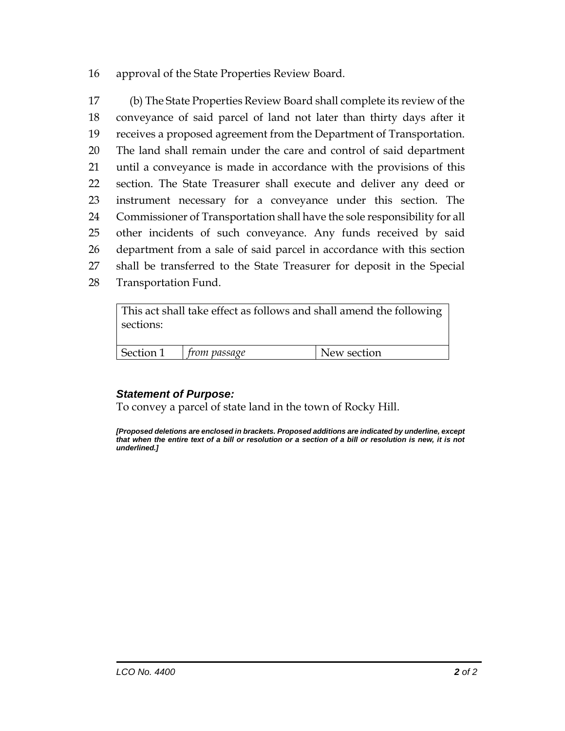16 approval of the State Properties Review Board.

17 (b) The State Properties Review Board shall complete its review of the
18 conveyance of said parcel of land not later than thirty days after it
19 receives a proposed agreement from the Department of Transportation.
20 The land shall remain under the care and control of said department
21 until a conveyance is made in accordance with the provisions of this
22 section. The State Treasurer shall execute and deliver any deed or
23 instrument necessary for a conveyance under this section. The
24 Commissioner of Transportation shall have the sole responsibility for all
25 other incidents of such conveyance. Any funds received by said
26 department from a sale of said parcel in accordance with this section
27 shall be transferred to the State Treasurer for deposit in the Special
28 Transportation Fund.

| This act shall take effect as follows and shall amend the following sections: | | |
|---|---|---|
| Section 1 | *from passage* | New section |

***Statement of Purpose:***
To convey a parcel of state land in the town of Rocky Hill.

***[Proposed deletions are enclosed in brackets. Proposed additions are indicated by underline, except that when the entire text of a bill or resolution or a section of a bill or resolution is new, it is not underlined.]***